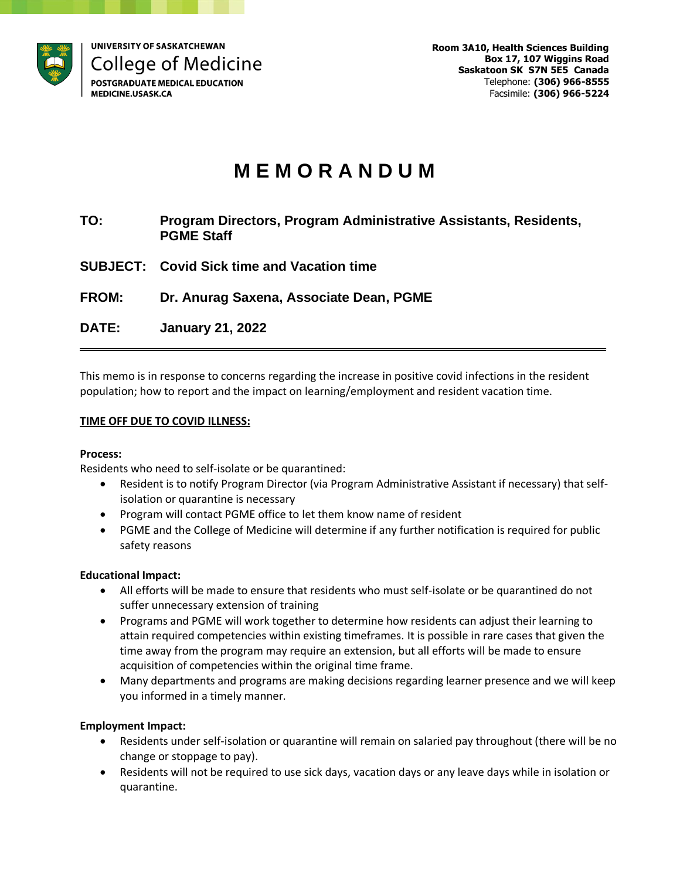UNIVERSITY OF SASKATCHEWAN
College of Medicine
POSTGRADUATE MEDICAL EDUCATION
MEDICINE.USASK.CA

**Room 3A10, Health Sciences Building**
**Box 17, 107 Wiggins Road**
**Saskatoon SK S7N 5E5 Canada**
Telephone: **(306) 966-8555**
Facsimile: **(306) 966-5224**

# M E M O R A N D U M

**TO:** **Program Directors, Program Administrative Assistants, Residents, PGME Staff**

**SUBJECT:** **Covid Sick time and Vacation time**

**FROM:** **Dr. Anurag Saxena, Associate Dean, PGME**

**DATE:** **January 21, 2022**

---

This memo is in response to concerns regarding the increase in positive covid infections in the resident population; how to report and the impact on learning/employment and resident vacation time.

## TIME OFF DUE TO COVID ILLNESS:

**Process:**
Residents who need to self-isolate or be quarantined:

- Resident is to notify Program Director (via Program Administrative Assistant if necessary) that self-isolation or quarantine is necessary
- Program will contact PGME office to let them know name of resident
- PGME and the College of Medicine will determine if any further notification is required for public safety reasons

**Educational Impact:**

- All efforts will be made to ensure that residents who must self-isolate or be quarantined do not suffer unnecessary extension of training
- Programs and PGME will work together to determine how residents can adjust their learning to attain required competencies within existing timeframes. It is possible in rare cases that given the time away from the program may require an extension, but all efforts will be made to ensure acquisition of competencies within the original time frame.
- Many departments and programs are making decisions regarding learner presence and we will keep you informed in a timely manner.

**Employment Impact:**

- Residents under self-isolation or quarantine will remain on salaried pay throughout (there will be no change or stoppage to pay).
- Residents will not be required to use sick days, vacation days or any leave days while in isolation or quarantine.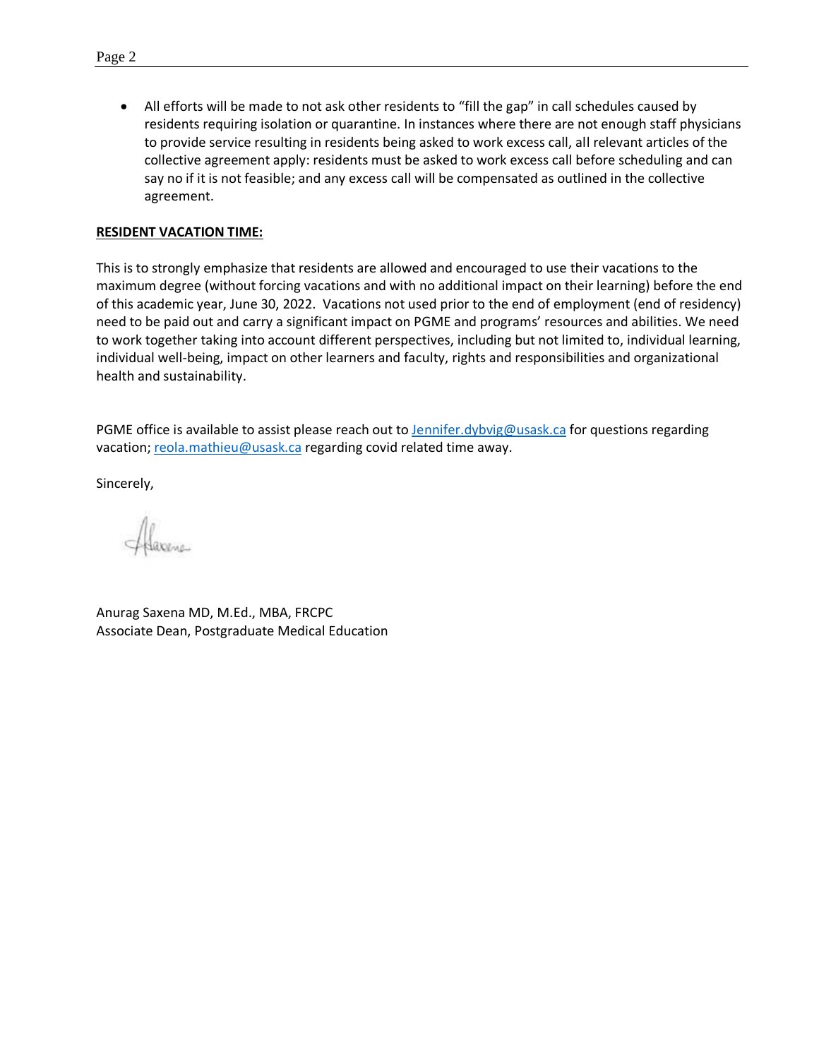- All efforts will be made to not ask other residents to "fill the gap" in call schedules caused by residents requiring isolation or quarantine. In instances where there are not enough staff physicians to provide service resulting in residents being asked to work excess call, all relevant articles of the collective agreement apply: residents must be asked to work excess call before scheduling and can say no if it is not feasible; and any excess call will be compensated as outlined in the collective agreement.

**RESIDENT VACATION TIME:**

This is to strongly emphasize that residents are allowed and encouraged to use their vacations to the maximum degree (without forcing vacations and with no additional impact on their learning) before the end of this academic year, June 30, 2022. Vacations not used prior to the end of employment (end of residency) need to be paid out and carry a significant impact on PGME and programs' resources and abilities. We need to work together taking into account different perspectives, including but not limited to, individual learning, individual well-being, impact on other learners and faculty, rights and responsibilities and organizational health and sustainability.

PGME office is available to assist please reach out to Jennifer.dybvig@usask.ca for questions regarding vacation; reola.mathieu@usask.ca regarding covid related time away.

Sincerely,

Anurag Saxena MD, M.Ed., MBA, FRCPC
Associate Dean, Postgraduate Medical Education